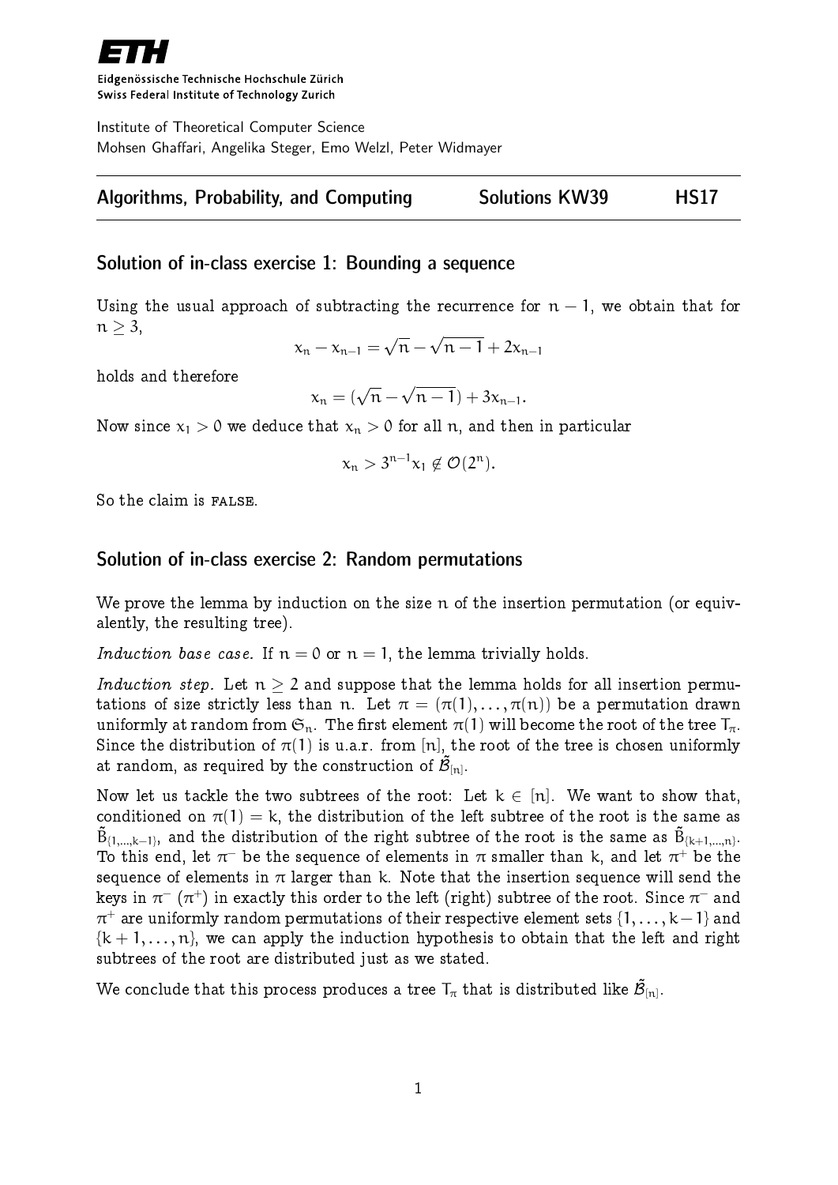Eidgenössische Technische Hochschule Zürich
Swiss Federal Institute of Technology Zurich

Institute of Theoretical Computer Science
Mohsen Ghaffari, Angelika Steger, Emo Welzl, Peter Widmayer

**Algorithms, Probability, and Computing** **Solutions KW39** **HS17**

## Solution of in-class exercise 1: Bounding a sequence

Using the usual approach of subtracting the recurrence for $n-1$, we obtain that for $n \geq 3$,

$$x_n - x_{n-1} = \sqrt{n} - \sqrt{n-1} + 2x_{n-1}$$

holds and therefore

$$x_n = (\sqrt{n} - \sqrt{n-1}) + 3x_{n-1}.$$

Now since $x_1 > 0$ we deduce that $x_n > 0$ for all $n$, and then in particular

$$x_n > 3^{n-1}x_1 \notin \mathcal{O}(2^n).$$

So the claim is FALSE.

## Solution of in-class exercise 2: Random permutations

We prove the lemma by induction on the size $n$ of the insertion permutation (or equivalently, the resulting tree).

*Induction base case.* If $n = 0$ or $n = 1$, the lemma trivially holds.

*Induction step.* Let $n \geq 2$ and suppose that the lemma holds for all insertion permutations of size strictly less than $n$. Let $\pi = (\pi(1), \ldots, \pi(n))$ be a permutation drawn uniformly at random from $\mathfrak{S}_n$. The first element $\pi(1)$ will become the root of the tree $T_\pi$. Since the distribution of $\pi(1)$ is u.a.r. from $[n]$, the root of the tree is chosen uniformly at random, as required by the construction of $\tilde{\mathcal{B}}_{[n]}$.

Now let us tackle the two subtrees of the root: Let $k \in [n]$. We want to show that, conditioned on $\pi(1) = k$, the distribution of the left subtree of the root is the same as $\tilde{B}_{\{1,\ldots,k-1\}}$, and the distribution of the right subtree of the root is the same as $\tilde{B}_{\{k+1,\ldots,n\}}$. To this end, let $\pi^-$ be the sequence of elements in $\pi$ smaller than $k$, and let $\pi^+$ be the sequence of elements in $\pi$ larger than $k$. Note that the insertion sequence will send the keys in $\pi^-$ ($\pi^+$) in exactly this order to the left (right) subtree of the root. Since $\pi^-$ and $\pi^+$ are uniformly random permutations of their respective element sets $\{1, \ldots, k-1\}$ and $\{k+1, \ldots, n\}$, we can apply the induction hypothesis to obtain that the left and right subtrees of the root are distributed just as we stated.

We conclude that this process produces a tree $T_\pi$ that is distributed like $\tilde{\mathcal{B}}_{[n]}$.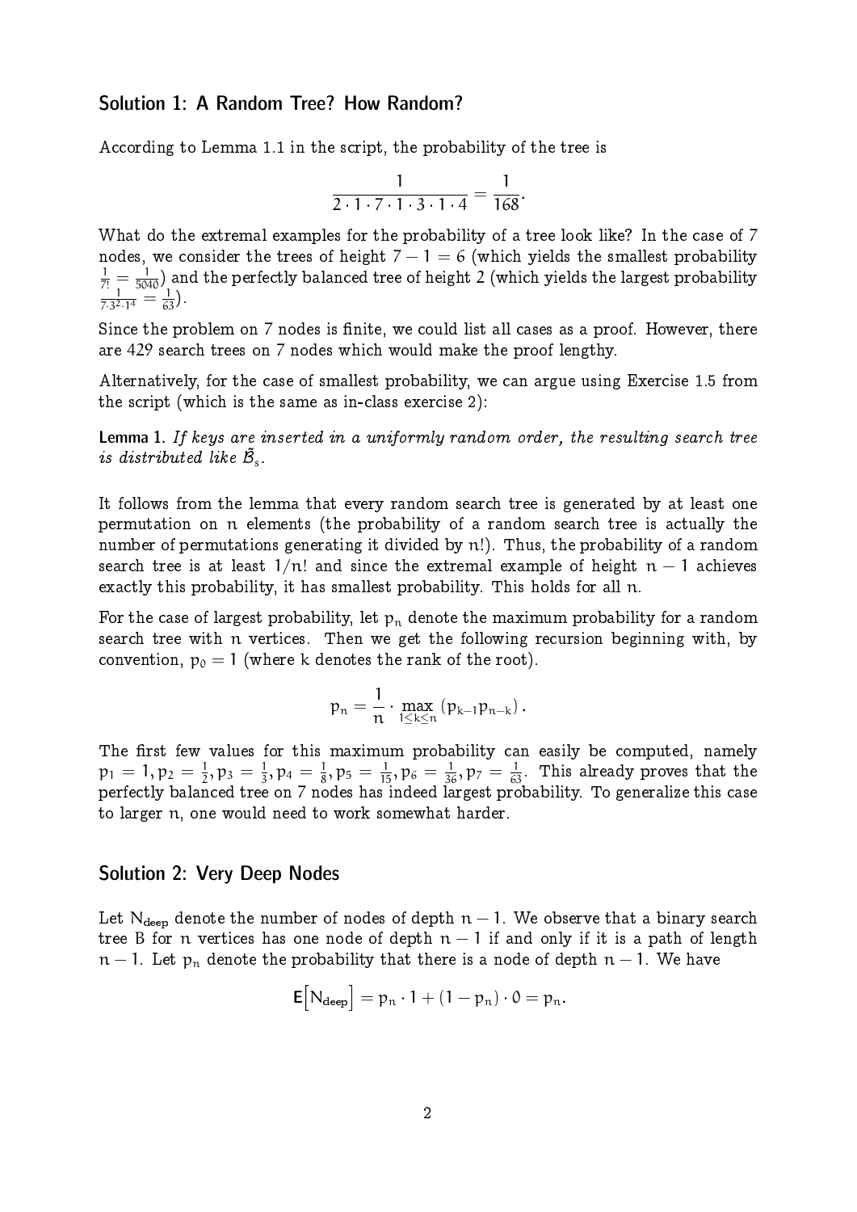## Solution 1: A Random Tree? How Random?

According to Lemma 1.1 in the script, the probability of the tree is

$$\frac{1}{2 \cdot 1 \cdot 7 \cdot 1 \cdot 3 \cdot 1 \cdot 4} = \frac{1}{168}.$$

What do the extremal examples for the probability of a tree look like? In the case of 7 nodes, we consider the trees of height $7 - 1 = 6$ (which yields the smallest probability $\frac{1}{7!} = \frac{1}{5040}$) and the perfectly balanced tree of height 2 (which yields the largest probability $\frac{1}{7 \cdot 3^2 \cdot 1^4} = \frac{1}{63}$).

Since the problem on 7 nodes is finite, we could list all cases as a proof. However, there are 429 search trees on 7 nodes which would make the proof lengthy.

Alternatively, for the case of smallest probability, we can argue using Exercise 1.5 from the script (which is the same as in-class exercise 2):

**Lemma 1.** *If keys are inserted in a uniformly random order, the resulting search tree is distributed like $\tilde{\mathcal{B}}_s$.*

It follows from the lemma that every random search tree is generated by at least one permutation on $n$ elements (the probability of a random search tree is actually the number of permutations generating it divided by $n!$). Thus, the probability of a random search tree is at least $1/n!$ and since the extremal example of height $n - 1$ achieves exactly this probability, it has smallest probability. This holds for all $n$.

For the case of largest probability, let $p_n$ denote the maximum probability for a random search tree with $n$ vertices. Then we get the following recursion beginning with, by convention, $p_0 = 1$ (where $k$ denotes the rank of the root).

$$p_n = \frac{1}{n} \cdot \max_{1 \leq k \leq n} \left(p_{k-1} p_{n-k}\right).$$

The first few values for this maximum probability can easily be computed, namely $p_1 = 1, p_2 = \frac{1}{2}, p_3 = \frac{1}{3}, p_4 = \frac{1}{8}, p_5 = \frac{1}{15}, p_6 = \frac{1}{36}, p_7 = \frac{1}{63}$. This already proves that the perfectly balanced tree on 7 nodes has indeed largest probability. To generalize this case to larger $n$, one would need to work somewhat harder.

## Solution 2: Very Deep Nodes

Let $N_{\text{deep}}$ denote the number of nodes of depth $n - 1$. We observe that a binary search tree $B$ for $n$ vertices has one node of depth $n - 1$ if and only if it is a path of length $n - 1$. Let $p_n$ denote the probability that there is a node of depth $n - 1$. We have

$$\mathbf{E}\left[N_{\text{deep}}\right] = p_n \cdot 1 + (1 - p_n) \cdot 0 = p_n.$$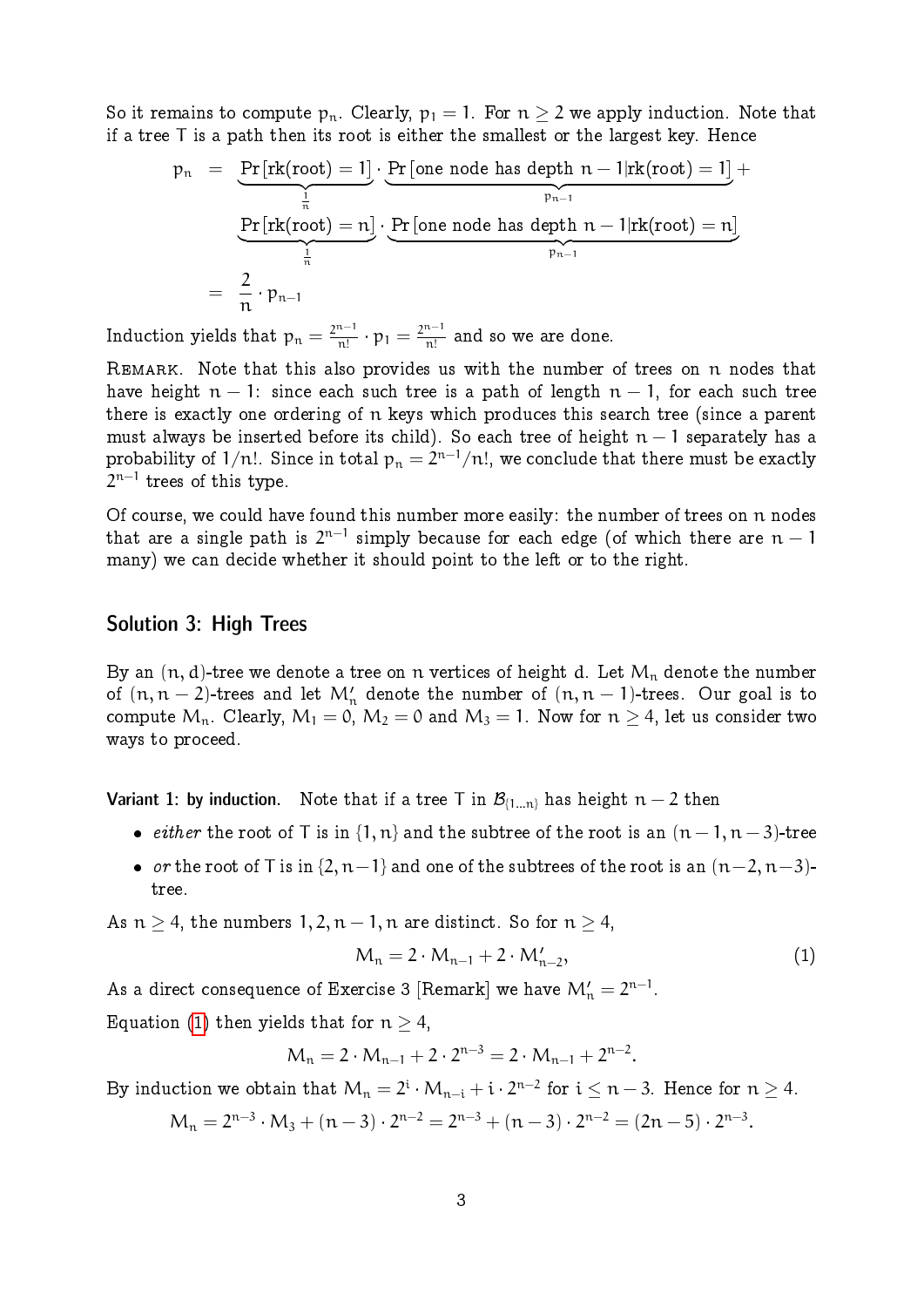So it remains to compute $p_n$. Clearly, $p_1 = 1$. For $n \geq 2$ we apply induction. Note that if a tree T is a path then its root is either the smallest or the largest key. Hence

$$
\begin{aligned}
p_n &= \underbrace{\Pr[\text{rk(root)} = 1]}_{\frac{1}{n}} \cdot \underbrace{\Pr[\text{one node has depth } n-1 | \text{rk(root)} = 1]}_{p_{n-1}} + \\
&\quad \underbrace{\Pr[\text{rk(root)} = n]}_{\frac{1}{n}} \cdot \underbrace{\Pr[\text{one node has depth } n-1 | \text{rk(root)} = n]}_{p_{n-1}} \\
&= \frac{2}{n} \cdot p_{n-1}
\end{aligned}
$$

Induction yields that $p_n = \frac{2^{n-1}}{n!} \cdot p_1 = \frac{2^{n-1}}{n!}$ and so we are done.

Remark. Note that this also provides us with the number of trees on $n$ nodes that have height $n-1$: since each such tree is a path of length $n-1$, for each such tree there is exactly one ordering of $n$ keys which produces this search tree (since a parent must always be inserted before its child). So each tree of height $n-1$ separately has a probability of $1/n!$. Since in total $p_n = 2^{n-1}/n!$, we conclude that there must be exactly $2^{n-1}$ trees of this type.

Of course, we could have found this number more easily: the number of trees on $n$ nodes that are a single path is $2^{n-1}$ simply because for each edge (of which there are $n-1$ many) we can decide whether it should point to the left or to the right.

## Solution 3: High Trees

By an $(n, d)$-tree we denote a tree on $n$ vertices of height $d$. Let $M_n$ denote the number of $(n, n-2)$-trees and let $M'_n$ denote the number of $(n, n-1)$-trees. Our goal is to compute $M_n$. Clearly, $M_1 = 0$, $M_2 = 0$ and $M_3 = 1$. Now for $n \geq 4$, let us consider two ways to proceed.

**Variant 1: by induction.** Note that if a tree T in $\mathcal{B}_{\{1\ldots n\}}$ has height $n-2$ then

- *either* the root of T is in $\{1, n\}$ and the subtree of the root is an $(n-1, n-3)$-tree
- *or* the root of T is in $\{2, n-1\}$ and one of the subtrees of the root is an $(n-2, n-3)$-tree.

As $n \geq 4$, the numbers $1, 2, n-1, n$ are distinct. So for $n \geq 4$,

$$M_n = 2 \cdot M_{n-1} + 2 \cdot M'_{n-2}, \tag{1}$$

As a direct consequence of Exercise 3 [Remark] we have $M'_n = 2^{n-1}$.

Equation (1) then yields that for $n \geq 4$,

$$M_n = 2 \cdot M_{n-1} + 2 \cdot 2^{n-3} = 2 \cdot M_{n-1} + 2^{n-2}.$$

By induction we obtain that $M_n = 2^i \cdot M_{n-i} + i \cdot 2^{n-2}$ for $i \leq n-3$. Hence for $n \geq 4$.

$$M_n = 2^{n-3} \cdot M_3 + (n-3) \cdot 2^{n-2} = 2^{n-3} + (n-3) \cdot 2^{n-2} = (2n-5) \cdot 2^{n-3}.$$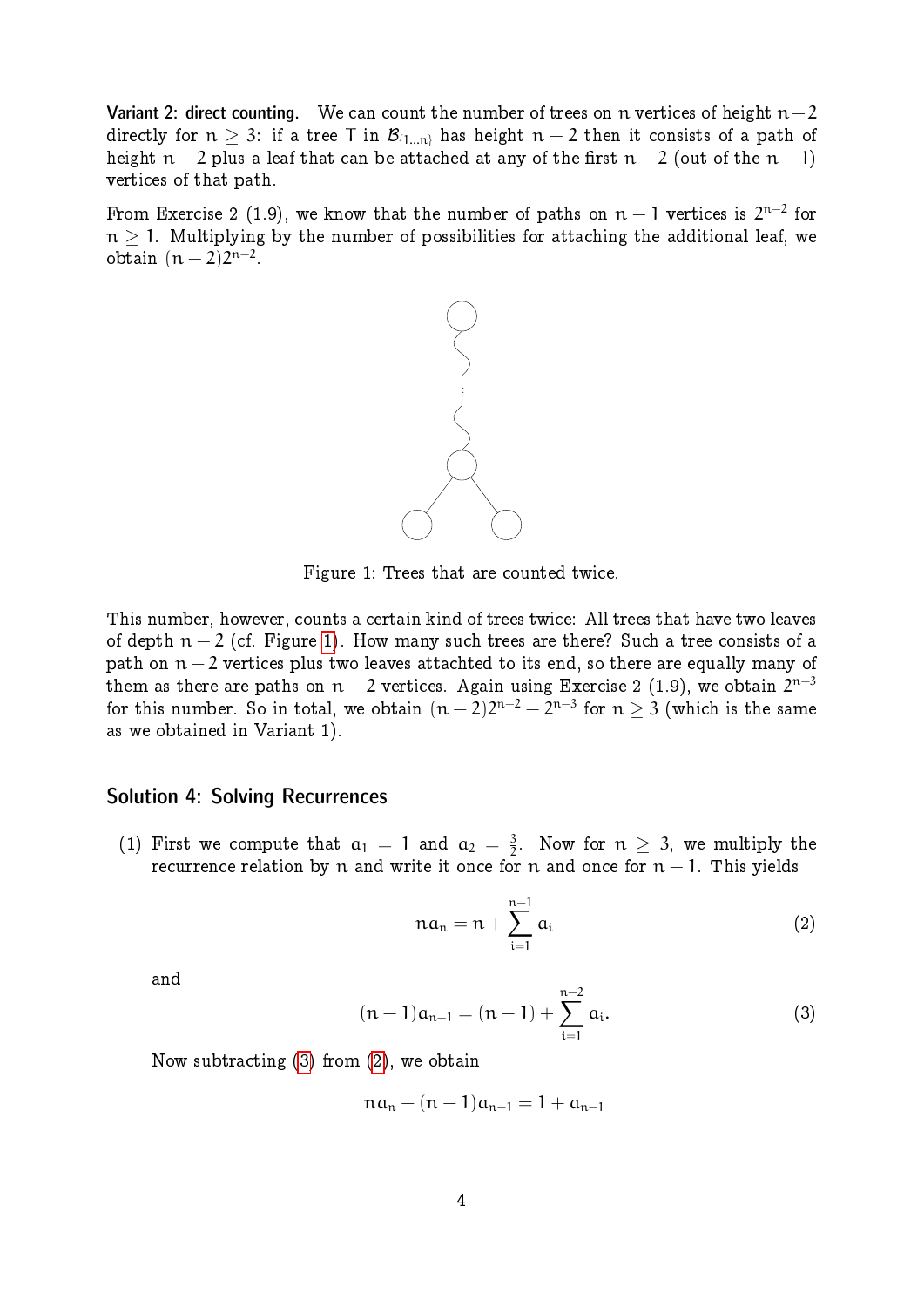**Variant 2: direct counting.** We can count the number of trees on $n$ vertices of height $n-2$ directly for $n \geq 3$: if a tree $T$ in $\mathcal{B}_{\{1...n\}}$ has height $n-2$ then it consists of a path of height $n-2$ plus a leaf that can be attached at any of the first $n-2$ (out of the $n-1$) vertices of that path.

From Exercise 2 (1.9), we know that the number of paths on $n-1$ vertices is $2^{n-2}$ for $n \geq 1$. Multiplying by the number of possibilities for attaching the additional leaf, we obtain $(n-2)2^{n-2}$.

Figure 1: Trees that are counted twice.

This number, however, counts a certain kind of trees twice: All trees that have two leaves of depth $n-2$ (cf. Figure 1). How many such trees are there? Such a tree consists of a path on $n-2$ vertices plus two leaves attachted to its end, so there are equally many of them as there are paths on $n-2$ vertices. Again using Exercise 2 (1.9), we obtain $2^{n-3}$ for this number. So in total, we obtain $(n-2)2^{n-2} - 2^{n-3}$ for $n \geq 3$ (which is the same as we obtained in Variant 1).

## Solution 4: Solving Recurrences

(1) First we compute that $a_1 = 1$ and $a_2 = \frac{3}{2}$. Now for $n \geq 3$, we multiply the recurrence relation by $n$ and write it once for $n$ and once for $n-1$. This yields

$$na_n = n + \sum_{i=1}^{n-1} a_i \tag{2}$$

and

$$(n-1)a_{n-1} = (n-1) + \sum_{i=1}^{n-2} a_i. \tag{3}$$

Now subtracting (3) from (2), we obtain

$$na_n - (n-1)a_{n-1} = 1 + a_{n-1}$$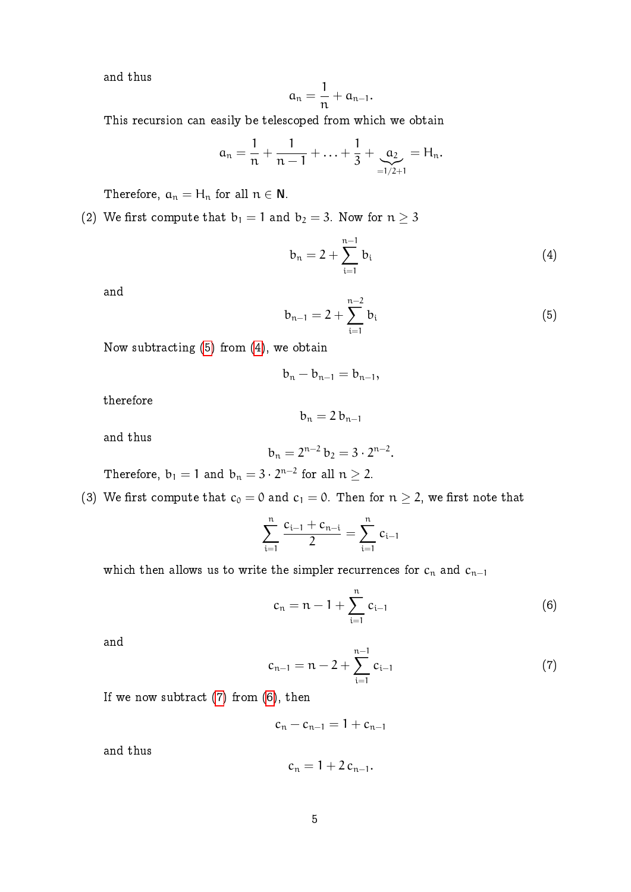and thus

$$a_n = \frac{1}{n} + a_{n-1}.$$

This recursion can easily be telescoped from which we obtain

$$a_n = \frac{1}{n} + \frac{1}{n-1} + \ldots + \frac{1}{3} + \underbrace{a_2}_{=1/2+1} = H_n.$$

Therefore, $a_n = H_n$ for all $n \in \mathbf{N}$.

(2) We first compute that $b_1 = 1$ and $b_2 = 3$. Now for $n \geq 3$

$$b_n = 2 + \sum_{i=1}^{n-1} b_i \tag{4}$$

and

$$b_{n-1} = 2 + \sum_{i=1}^{n-2} b_i \tag{5}$$

Now subtracting (5) from (4), we obtain

$$b_n - b_{n-1} = b_{n-1},$$

therefore

$$b_n = 2\, b_{n-1}$$

and thus

$$b_n = 2^{n-2}\, b_2 = 3 \cdot 2^{n-2}.$$

Therefore, $b_1 = 1$ and $b_n = 3 \cdot 2^{n-2}$ for all $n \geq 2$.

(3) We first compute that $c_0 = 0$ and $c_1 = 0$. Then for $n \geq 2$, we first note that

$$\sum_{i=1}^{n} \frac{c_{i-1} + c_{n-i}}{2} = \sum_{i=1}^{n} c_{i-1}$$

which then allows us to write the simpler recurrences for $c_n$ and $c_{n-1}$

$$c_n = n - 1 + \sum_{i=1}^{n} c_{i-1} \tag{6}$$

and

$$c_{n-1} = n - 2 + \sum_{i=1}^{n-1} c_{i-1} \tag{7}$$

If we now subtract (7) from (6), then

$$c_n - c_{n-1} = 1 + c_{n-1}$$

and thus

$$c_n = 1 + 2\, c_{n-1}.$$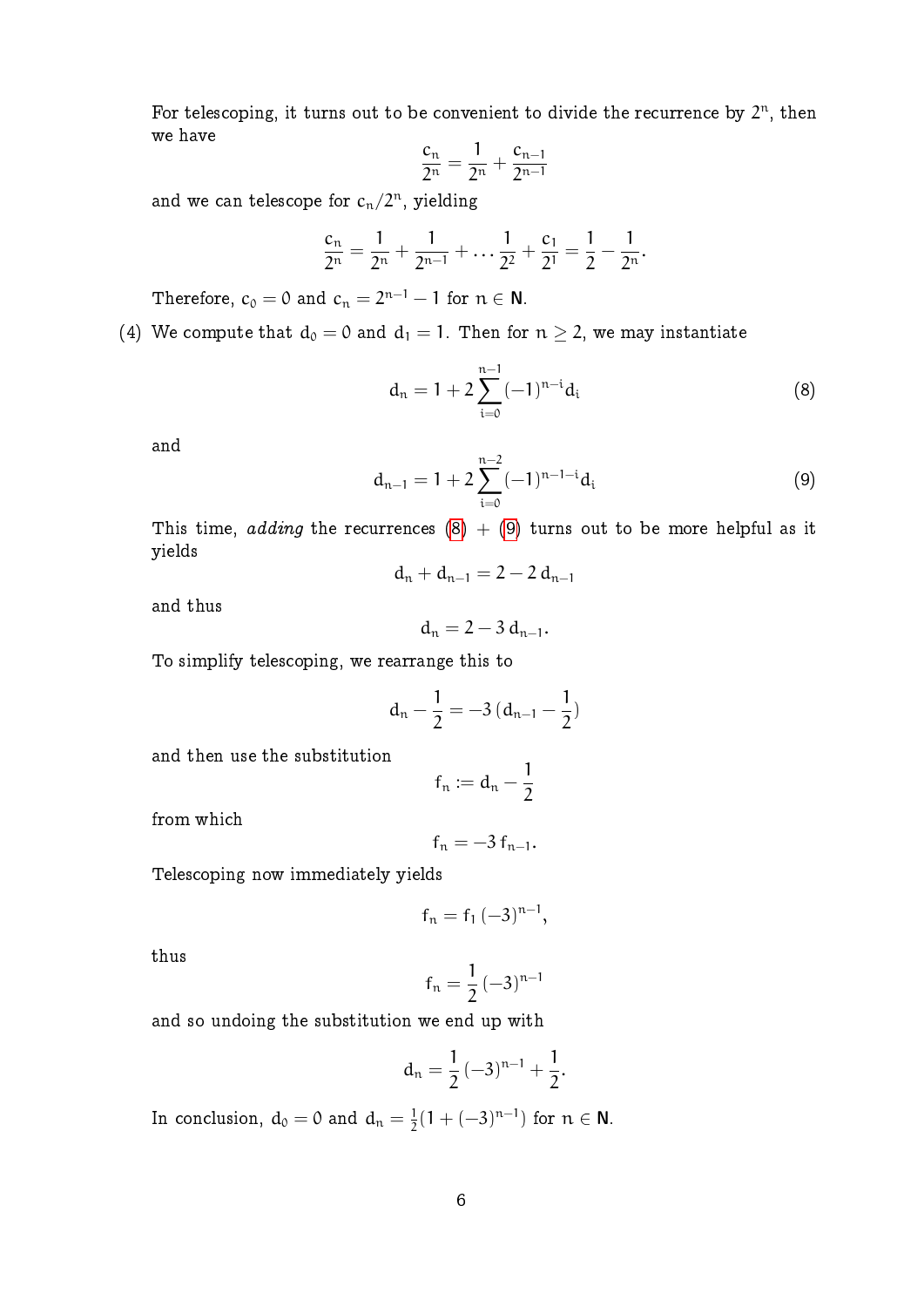For telescoping, it turns out to be convenient to divide the recurrence by $2^n$, then we have

$$\frac{c_n}{2^n} = \frac{1}{2^n} + \frac{c_{n-1}}{2^{n-1}}$$

and we can telescope for $c_n/2^n$, yielding

$$\frac{c_n}{2^n} = \frac{1}{2^n} + \frac{1}{2^{n-1}} + \dots \frac{1}{2^2} + \frac{c_1}{2^1} = \frac{1}{2} - \frac{1}{2^n}.$$

Therefore, $c_0 = 0$ and $c_n = 2^{n-1} - 1$ for $n \in \mathbf{N}$.

(4) We compute that $d_0 = 0$ and $d_1 = 1$. Then for $n \geq 2$, we may instantiate

$$d_n = 1 + 2\sum_{i=0}^{n-1}(-1)^{n-i} d_i \tag{8}$$

and

$$d_{n-1} = 1 + 2\sum_{i=0}^{n-2}(-1)^{n-1-i} d_i \tag{9}$$

This time, *adding* the recurrences (8) + (9) turns out to be more helpful as it yields

$$d_n + d_{n-1} = 2 - 2\, d_{n-1}$$

and thus

$$d_n = 2 - 3\, d_{n-1}.$$

To simplify telescoping, we rearrange this to

$$d_n - \frac{1}{2} = -3\,(d_{n-1} - \frac{1}{2})$$

and then use the substitution

$$f_n := d_n - \frac{1}{2}$$

from which

$$f_n = -3\, f_{n-1}.$$

Telescoping now immediately yields

$$f_n = f_1\,(-3)^{n-1},$$

thus

$$f_n = \frac{1}{2}\,(-3)^{n-1}$$

and so undoing the substitution we end up with

$$d_n = \frac{1}{2}\,(-3)^{n-1} + \frac{1}{2}.$$

In conclusion, $d_0 = 0$ and $d_n = \frac{1}{2}(1 + (-3)^{n-1})$ for $n \in \mathbf{N}$.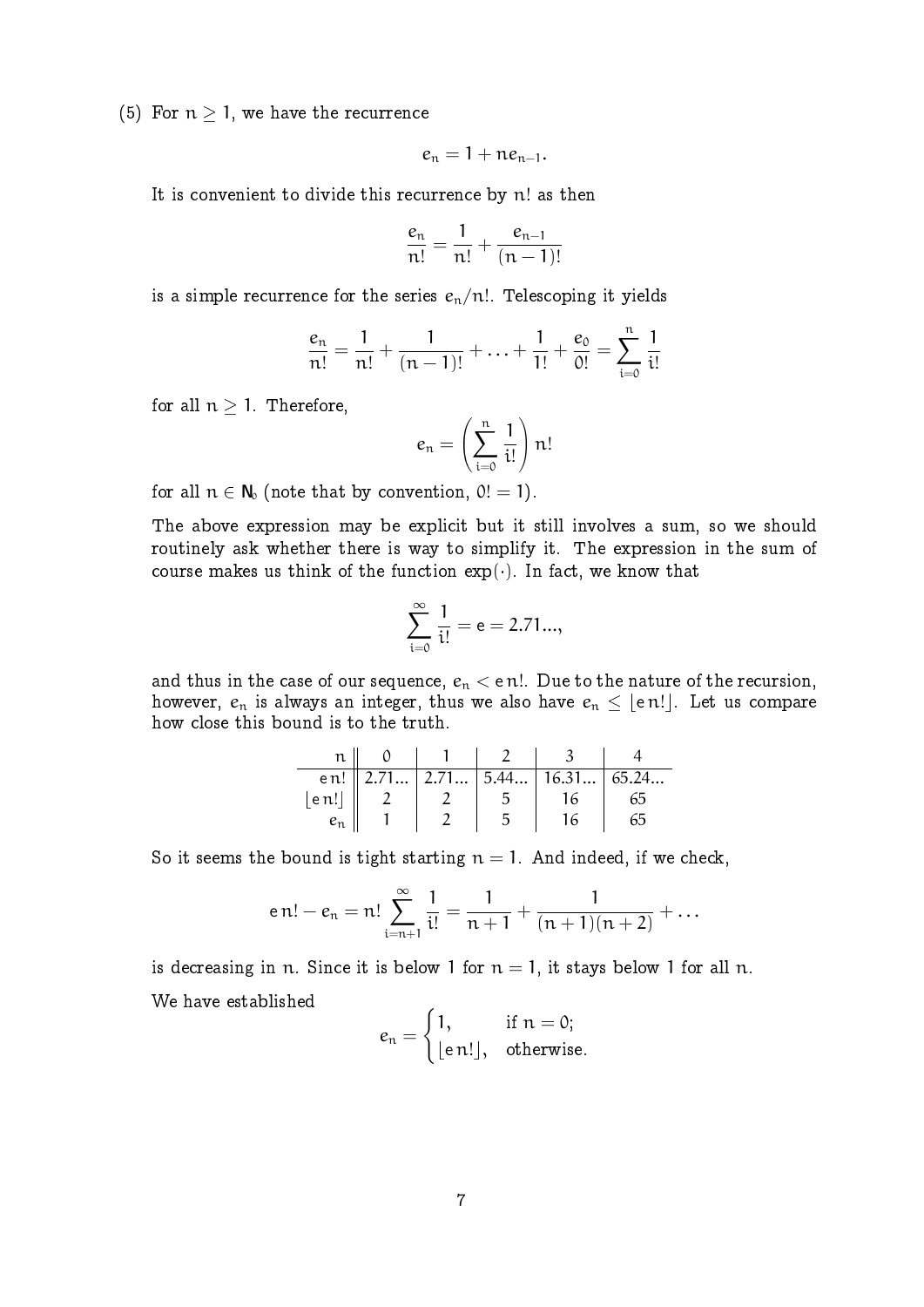(5) For $n \geq 1$, we have the recurrence

$$e_n = 1 + ne_{n-1}.$$

It is convenient to divide this recurrence by $n!$ as then

$$\frac{e_n}{n!} = \frac{1}{n!} + \frac{e_{n-1}}{(n-1)!}$$

is a simple recurrence for the series $e_n/n!$. Telescoping it yields

$$\frac{e_n}{n!} = \frac{1}{n!} + \frac{1}{(n-1)!} + \ldots + \frac{1}{1!} + \frac{e_0}{0!} = \sum_{i=0}^{n} \frac{1}{i!}$$

for all $n \geq 1$. Therefore,

$$e_n = \left( \sum_{i=0}^{n} \frac{1}{i!} \right) n!$$

for all $n \in \mathbb{N}_0$ (note that by convention, $0! = 1$).

The above expression may be explicit but it still involves a sum, so we should routinely ask whether there is way to simplify it. The expression in the sum of course makes us think of the function $\exp(\cdot)$. In fact, we know that

$$\sum_{i=0}^{\infty} \frac{1}{i!} = e = 2.71...,$$

and thus in the case of our sequence, $e_n < e\,n!$. Due to the nature of the recursion, however, $e_n$ is always an integer, thus we also have $e_n \leq \lfloor e\,n! \rfloor$. Let us compare how close this bound is to the truth.

| $n$ | 0 | 1 | 2 | 3 | 4 |
|---|---|---|---|---|---|
| $e\,n!$ | 2.71... | 2.71... | 5.44... | 16.31... | 65.24... |
| $\lfloor e\,n! \rfloor$ | 2 | 2 | 5 | 16 | 65 |
| $e_n$ | 1 | 2 | 5 | 16 | 65 |

So it seems the bound is tight starting $n = 1$. And indeed, if we check,

$$e\,n! - e_n = n! \sum_{i=n+1}^{\infty} \frac{1}{i!} = \frac{1}{n+1} + \frac{1}{(n+1)(n+2)} + \ldots$$

is decreasing in $n$. Since it is below 1 for $n = 1$, it stays below 1 for all $n$.

We have established

$$e_n = \begin{cases} 1, & \text{if } n = 0; \\ \lfloor e\,n! \rfloor, & \text{otherwise.} \end{cases}$$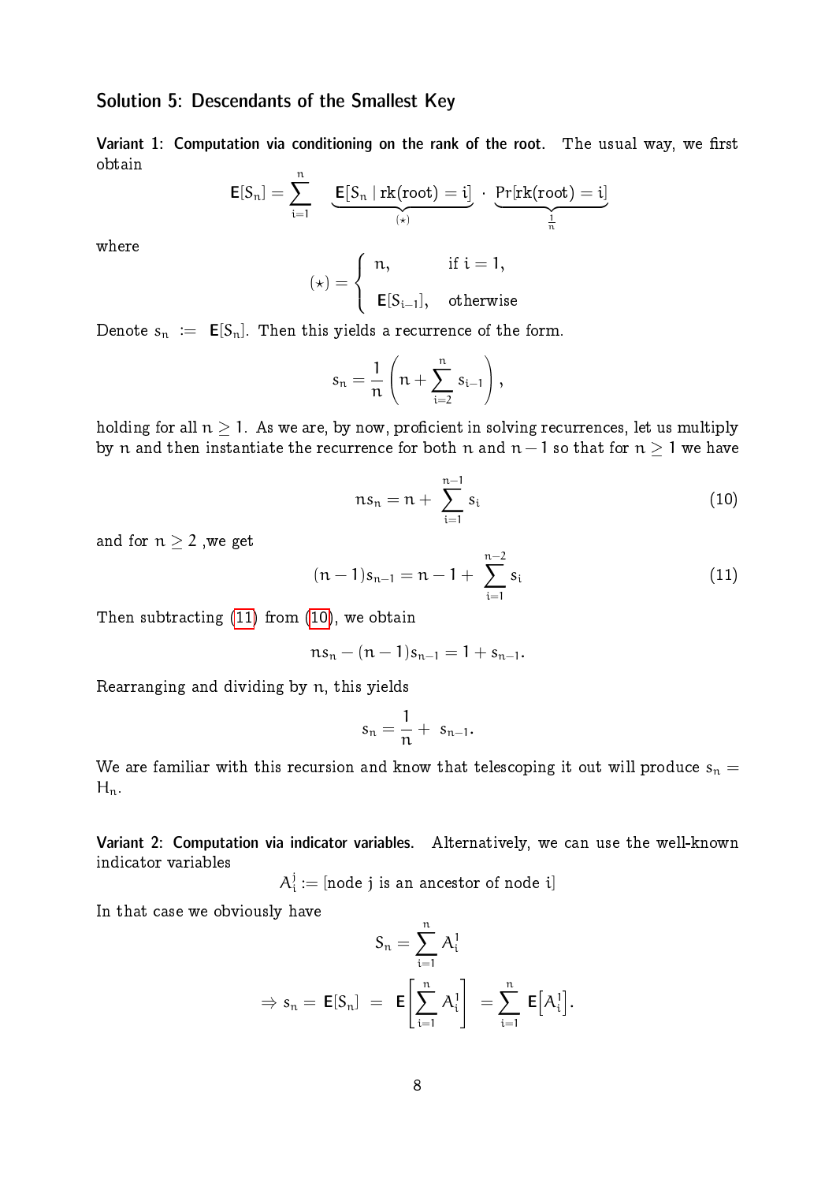## Solution 5: Descendants of the Smallest Key

**Variant 1: Computation via conditioning on the rank of the root.** The usual way, we first obtain

$$\mathbf{E}[S_n] = \sum_{i=1}^{n} \underbrace{\mathbf{E}[S_n \mid \text{rk(root)} = i]}_{(\star)} \cdot \underbrace{\Pr[\text{rk(root)} = i]}_{\frac{1}{n}}$$

where

$$(\star) = \begin{cases} n, & \text{if } i = 1, \\ \mathbf{E}[S_{i-1}], & \text{otherwise} \end{cases}$$

Denote $s_n := \mathbf{E}[S_n]$. Then this yields a recurrence of the form.

$$s_n = \frac{1}{n}\left(n + \sum_{i=2}^{n} s_{i-1}\right),$$

holding for all $n \geq 1$. As we are, by now, proficient in solving recurrences, let us multiply by $n$ and then instantiate the recurrence for both $n$ and $n-1$ so that for $n \geq 1$ we have

$$ns_n = n + \sum_{i=1}^{n-1} s_i \tag{10}$$

and for $n \geq 2$ ,we get

$$(n-1)s_{n-1} = n - 1 + \sum_{i=1}^{n-2} s_i \tag{11}$$

Then subtracting (11) from (10), we obtain

$$ns_n - (n-1)s_{n-1} = 1 + s_{n-1}.$$

Rearranging and dividing by $n$, this yields

$$s_n = \frac{1}{n} + s_{n-1}.$$

We are familiar with this recursion and know that telescoping it out will produce $s_n = H_n$.

**Variant 2: Computation via indicator variables.** Alternatively, we can use the well-known indicator variables

$$A_i^j := [\text{node } j \text{ is an ancestor of node } i]$$

In that case we obviously have

$$S_n = \sum_{i=1}^{n} A_i^1$$

$$\Rightarrow s_n = \mathbf{E}[S_n] = \mathbf{E}\left[\sum_{i=1}^{n} A_i^1\right] = \sum_{i=1}^{n} \mathbf{E}\left[A_i^1\right].$$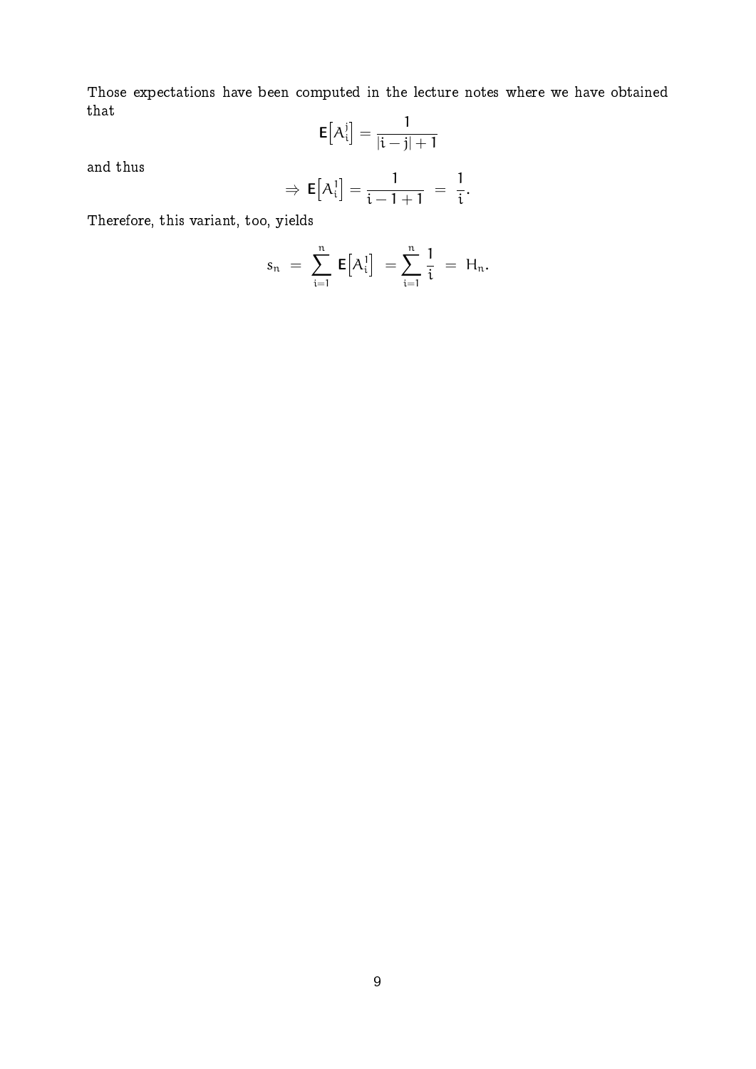Those expectations have been computed in the lecture notes where we have obtained that

$$\mathbf{E}\left[A_i^j\right] = \frac{1}{|i-j|+1}$$

and thus

$$\Rightarrow \mathbf{E}\left[A_i^1\right] = \frac{1}{i-1+1} \; = \; \frac{1}{i}.$$

Therefore, this variant, too, yields

$$s_n \; = \; \sum_{i=1}^{n} \mathbf{E}\left[A_i^1\right] \; = \sum_{i=1}^{n} \frac{1}{i} \; = \; H_n.$$